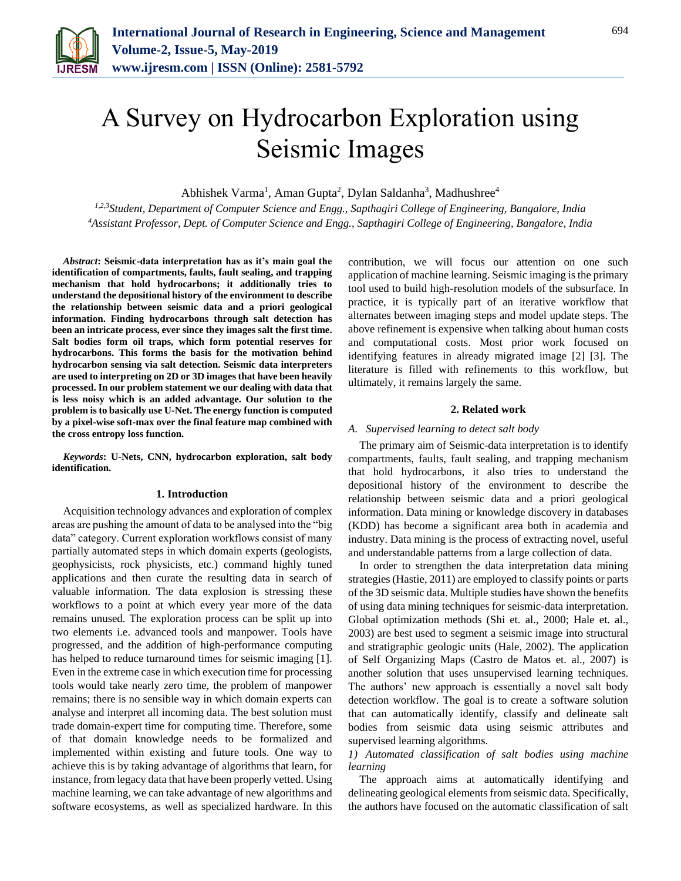# A Survey on Hydrocarbon Exploration using Seismic Images

Abhishek Varma[1], Aman Gupta[2], Dylan Saldanha[3], Madhushree[4]

[1,2,3]*Student, Department of Computer Science and Engg., Sapthagiri College of Engineering, Bangalore, India*
[4]*Assistant Professor, Dept. of Computer Science and Engg., Sapthagiri College of Engineering, Bangalore, India*

***Abstract*: Seismic-data interpretation has as it's main goal the identification of compartments, faults, fault sealing, and trapping mechanism that hold hydrocarbons; it additionally tries to understand the depositional history of the environment to describe the relationship between seismic data and a priori geological information. Finding hydrocarbons through salt detection has been an intricate process, ever since they images salt the first time. Salt bodies form oil traps, which form potential reserves for hydrocarbons. This forms the basis for the motivation behind hydrocarbon sensing via salt detection. Seismic data interpreters are used to interpreting on 2D or 3D images that have been heavily processed. In our problem statement we our dealing with data that is less noisy which is an added advantage. Our solution to the problem is to basically use U-Net. The energy function is computed by a pixel-wise soft-max over the final feature map combined with the cross entropy loss function.**

***Keywords*: U-Nets, CNN, hydrocarbon exploration, salt body identification.**

## 1. Introduction

Acquisition technology advances and exploration of complex areas are pushing the amount of data to be analysed into the "big data" category. Current exploration workflows consist of many partially automated steps in which domain experts (geologists, geophysicists, rock physicists, etc.) command highly tuned applications and then curate the resulting data in search of valuable information. The data explosion is stressing these workflows to a point at which every year more of the data remains unused. The exploration process can be split up into two elements i.e. advanced tools and manpower. Tools have progressed, and the addition of high-performance computing has helped to reduce turnaround times for seismic imaging [1]. Even in the extreme case in which execution time for processing tools would take nearly zero time, the problem of manpower remains; there is no sensible way in which domain experts can analyse and interpret all incoming data. The best solution must trade domain-expert time for computing time. Therefore, some of that domain knowledge needs to be formalized and implemented within existing and future tools. One way to achieve this is by taking advantage of algorithms that learn, for instance, from legacy data that have been properly vetted. Using machine learning, we can take advantage of new algorithms and software ecosystems, as well as specialized hardware. In this contribution, we will focus our attention on one such application of machine learning. Seismic imaging is the primary tool used to build high-resolution models of the subsurface. In practice, it is typically part of an iterative workflow that alternates between imaging steps and model update steps. The above refinement is expensive when talking about human costs and computational costs. Most prior work focused on identifying features in already migrated image [2] [3]. The literature is filled with refinements to this workflow, but ultimately, it remains largely the same.

## 2. Related work

### *A. Supervised learning to detect salt body*

The primary aim of Seismic-data interpretation is to identify compartments, faults, fault sealing, and trapping mechanism that hold hydrocarbons, it also tries to understand the depositional history of the environment to describe the relationship between seismic data and a priori geological information. Data mining or knowledge discovery in databases (KDD) has become a significant area both in academia and industry. Data mining is the process of extracting novel, useful and understandable patterns from a large collection of data.

In order to strengthen the data interpretation data mining strategies (Hastie, 2011) are employed to classify points or parts of the 3D seismic data. Multiple studies have shown the benefits of using data mining techniques for seismic-data interpretation. Global optimization methods (Shi et. al., 2000; Hale et. al., 2003) are best used to segment a seismic image into structural and stratigraphic geologic units (Hale, 2002). The application of Self Organizing Maps (Castro de Matos et. al., 2007) is another solution that uses unsupervised learning techniques. The authors' new approach is essentially a novel salt body detection workflow. The goal is to create a software solution that can automatically identify, classify and delineate salt bodies from seismic data using seismic attributes and supervised learning algorithms.

#### *1) Automated classification of salt bodies using machine learning*

The approach aims at automatically identifying and delineating geological elements from seismic data. Specifically, the authors have focused on the automatic classification of salt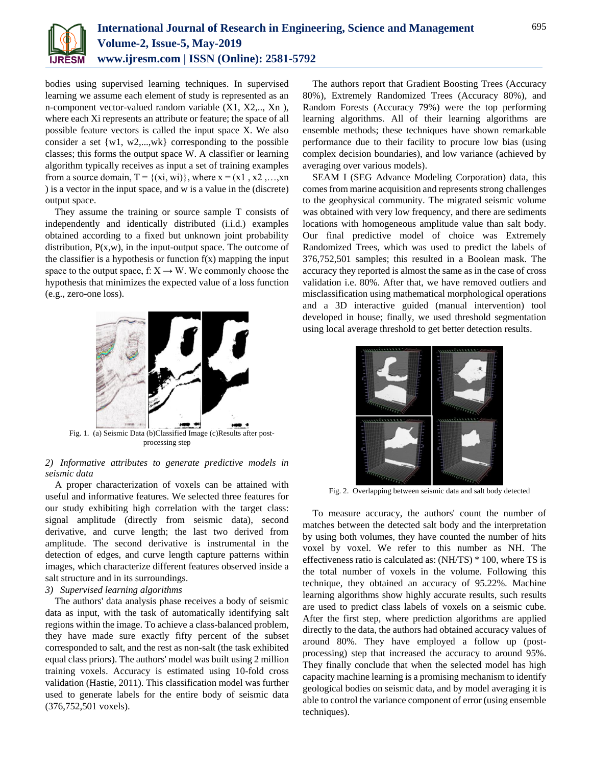bodies using supervised learning techniques. In supervised learning we assume each element of study is represented as an n-component vector-valued random variable ($X_1, X_2,.., X_n$ ), where each $X_i$ represents an attribute or feature; the space of all possible feature vectors is called the input space X. We also consider a set $\{w_1, w_2,...,w_k\}$ corresponding to the possible classes; this forms the output space W. A classifier or learning algorithm typically receives as input a set of training examples from a source domain, $T = \{(x_i, w_i)\}$, where $x = (x_1 , x_2 ,…,x_n )$ is a vector in the input space, and w is a value in the (discrete) output space.

They assume the training or source sample T consists of independently and identically distributed (i.i.d.) examples obtained according to a fixed but unknown joint probability distribution, $P(x,w)$, in the input-output space. The outcome of the classifier is a hypothesis or function $f(x)$ mapping the input space to the output space, $f: X \rightarrow W$. We commonly choose the hypothesis that minimizes the expected value of a loss function (e.g., zero-one loss).

Fig. 1. (a) Seismic Data (b)Classified Image (c)Results after post-processing step

*2) Informative attributes to generate predictive models in seismic data*

A proper characterization of voxels can be attained with useful and informative features. We selected three features for our study exhibiting high correlation with the target class: signal amplitude (directly from seismic data), second derivative, and curve length; the last two derived from amplitude. The second derivative is instrumental in the detection of edges, and curve length capture patterns within images, which characterize different features observed inside a salt structure and in its surroundings.

*3) Supervised learning algorithms*

The authors' data analysis phase receives a body of seismic data as input, with the task of automatically identifying salt regions within the image. To achieve a class-balanced problem, they have made sure exactly fifty percent of the subset corresponded to salt, and the rest as non-salt (the task exhibited equal class priors). The authors' model was built using 2 million training voxels. Accuracy is estimated using 10-fold cross validation (Hastie, 2011). This classification model was further used to generate labels for the entire body of seismic data (376,752,501 voxels).

The authors report that Gradient Boosting Trees (Accuracy 80%), Extremely Randomized Trees (Accuracy 80%), and Random Forests (Accuracy 79%) were the top performing learning algorithms. All of their learning algorithms are ensemble methods; these techniques have shown remarkable performance due to their facility to procure low bias (using complex decision boundaries), and low variance (achieved by averaging over various models).

SEAM I (SEG Advance Modeling Corporation) data, this comes from marine acquisition and represents strong challenges to the geophysical community. The migrated seismic volume was obtained with very low frequency, and there are sediments locations with homogeneous amplitude value than salt body. Our final predictive model of choice was Extremely Randomized Trees, which was used to predict the labels of 376,752,501 samples; this resulted in a Boolean mask. The accuracy they reported is almost the same as in the case of cross validation i.e. 80%. After that, we have removed outliers and misclassification using mathematical morphological operations and a 3D interactive guided (manual intervention) tool developed in house; finally, we used threshold segmentation using local average threshold to get better detection results.

Fig. 2. Overlapping between seismic data and salt body detected

To measure accuracy, the authors' count the number of matches between the detected salt body and the interpretation by using both volumes, they have counted the number of hits voxel by voxel. We refer to this number as NH. The effectiveness ratio is calculated as: $(NH/TS) * 100$, where TS is the total number of voxels in the volume. Following this technique, they obtained an accuracy of 95.22%. Machine learning algorithms show highly accurate results, such results are used to predict class labels of voxels on a seismic cube. After the first step, where prediction algorithms are applied directly to the data, the authors had obtained accuracy values of around 80%. They have employed a follow up (post-processing) step that increased the accuracy to around 95%. They finally conclude that when the selected model has high capacity machine learning is a promising mechanism to identify geological bodies on seismic data, and by model averaging it is able to control the variance component of error (using ensemble techniques).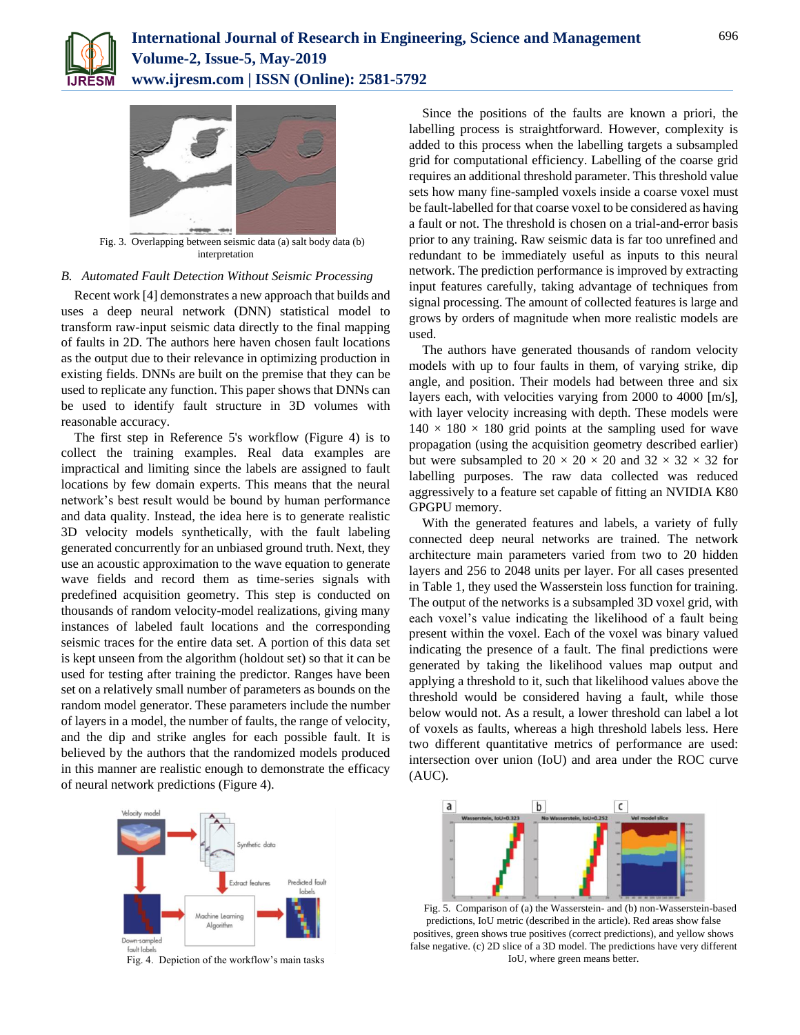Fig. 3. Overlapping between seismic data (a) salt body data (b) interpretation

### B. *Automated Fault Detection Without Seismic Processing*

Recent work [4] demonstrates a new approach that builds and uses a deep neural network (DNN) statistical model to transform raw-input seismic data directly to the final mapping of faults in 2D. The authors here haven chosen fault locations as the output due to their relevance in optimizing production in existing fields. DNNs are built on the premise that they can be used to replicate any function. This paper shows that DNNs can be used to identify fault structure in 3D volumes with reasonable accuracy.

The first step in Reference 5's workflow (Figure 4) is to collect the training examples. Real data examples are impractical and limiting since the labels are assigned to fault locations by few domain experts. This means that the neural network's best result would be bound by human performance and data quality. Instead, the idea here is to generate realistic 3D velocity models synthetically, with the fault labeling generated concurrently for an unbiased ground truth. Next, they use an acoustic approximation to the wave equation to generate wave fields and record them as time-series signals with predefined acquisition geometry. This step is conducted on thousands of random velocity-model realizations, giving many instances of labeled fault locations and the corresponding seismic traces for the entire data set. A portion of this data set is kept unseen from the algorithm (holdout set) so that it can be used for testing after training the predictor. Ranges have been set on a relatively small number of parameters as bounds on the random model generator. These parameters include the number of layers in a model, the number of faults, the range of velocity, and the dip and strike angles for each possible fault. It is believed by the authors that the randomized models produced in this manner are realistic enough to demonstrate the efficacy of neural network predictions (Figure 4).

Fig. 4. Depiction of the workflow's main tasks

Since the positions of the faults are known a priori, the labelling process is straightforward. However, complexity is added to this process when the labelling targets a subsampled grid for computational efficiency. Labelling of the coarse grid requires an additional threshold parameter. This threshold value sets how many fine-sampled voxels inside a coarse voxel must be fault-labelled for that coarse voxel to be considered as having a fault or not. The threshold is chosen on a trial-and-error basis prior to any training. Raw seismic data is far too unrefined and redundant to be immediately useful as inputs to this neural network. The prediction performance is improved by extracting input features carefully, taking advantage of techniques from signal processing. The amount of collected features is large and grows by orders of magnitude when more realistic models are used.

The authors have generated thousands of random velocity models with up to four faults in them, of varying strike, dip angle, and position. Their models had between three and six layers each, with velocities varying from 2000 to 4000 [m/s], with layer velocity increasing with depth. These models were $140 \times 180 \times 180$ grid points at the sampling used for wave propagation (using the acquisition geometry described earlier) but were subsampled to $20 \times 20 \times 20$ and $32 \times 32 \times 32$ for labelling purposes. The raw data collected was reduced aggressively to a feature set capable of fitting an NVIDIA K80 GPGPU memory.

With the generated features and labels, a variety of fully connected deep neural networks are trained. The network architecture main parameters varied from two to 20 hidden layers and 256 to 2048 units per layer. For all cases presented in Table 1, they used the Wasserstein loss function for training. The output of the networks is a subsampled 3D voxel grid, with each voxel's value indicating the likelihood of a fault being present within the voxel. Each of the voxel was binary valued indicating the presence of a fault. The final predictions were generated by taking the likelihood values map output and applying a threshold to it, such that likelihood values above the threshold would be considered having a fault, while those below would not. As a result, a lower threshold can label a lot of voxels as faults, whereas a high threshold labels less. Here two different quantitative metrics of performance are used: intersection over union (IoU) and area under the ROC curve (AUC).

Fig. 5. Comparison of (a) the Wasserstein- and (b) non-Wasserstein-based predictions, IoU metric (described in the article). Red areas show false positives, green shows true positives (correct predictions), and yellow shows false negative. (c) 2D slice of a 3D model. The predictions have very different IoU, where green means better.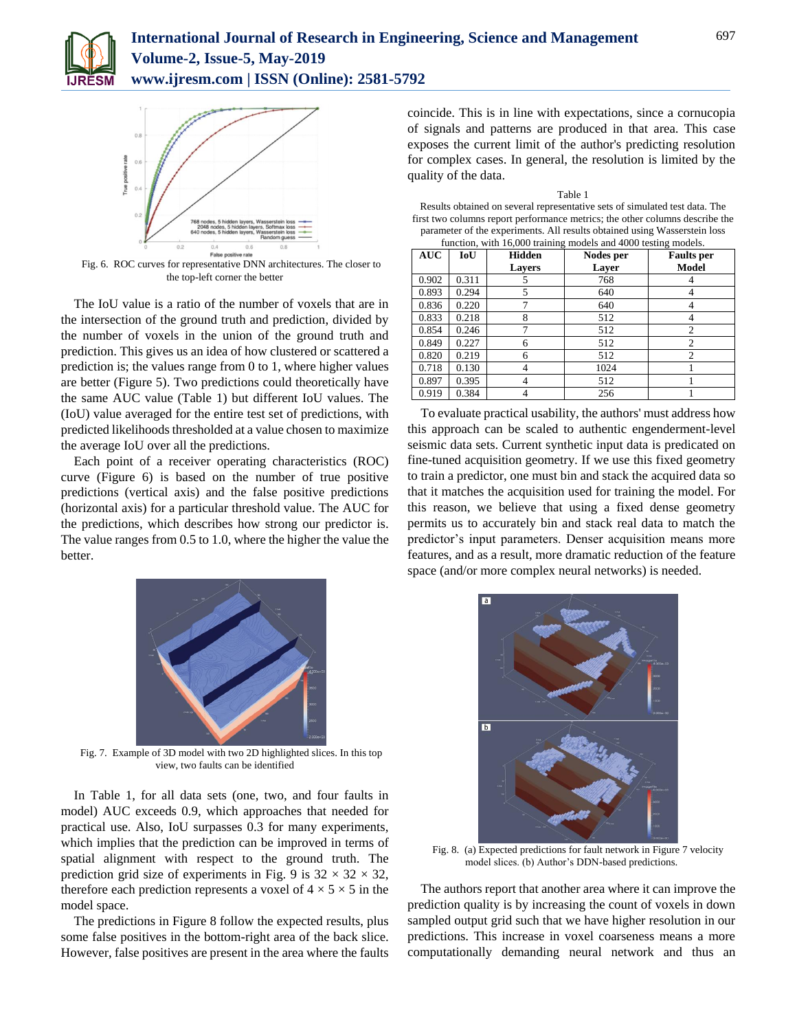Fig. 6. ROC curves for representative DNN architectures. The closer to the top-left corner the better

The IoU value is a ratio of the number of voxels that are in the intersection of the ground truth and prediction, divided by the number of voxels in the union of the ground truth and prediction. This gives us an idea of how clustered or scattered a prediction is; the values range from 0 to 1, where higher values are better (Figure 5). Two predictions could theoretically have the same AUC value (Table 1) but different IoU values. The (IoU) value averaged for the entire test set of predictions, with predicted likelihoods thresholded at a value chosen to maximize the average IoU over all the predictions.

Each point of a receiver operating characteristics (ROC) curve (Figure 6) is based on the number of true positive predictions (vertical axis) and the false positive predictions (horizontal axis) for a particular threshold value. The AUC for the predictions, which describes how strong our predictor is. The value ranges from 0.5 to 1.0, where the higher the value the better.

Fig. 7. Example of 3D model with two 2D highlighted slices. In this top view, two faults can be identified

In Table 1, for all data sets (one, two, and four faults in model) AUC exceeds 0.9, which approaches that needed for practical use. Also, IoU surpasses 0.3 for many experiments, which implies that the prediction can be improved in terms of spatial alignment with respect to the ground truth. The prediction grid size of experiments in Fig. 9 is $32 \times 32 \times 32$, therefore each prediction represents a voxel of $4 \times 5 \times 5$ in the model space.

The predictions in Figure 8 follow the expected results, plus some false positives in the bottom-right area of the back slice. However, false positives are present in the area where the faults coincide. This is in line with expectations, since a cornucopia of signals and patterns are produced in that area. This case exposes the current limit of the author's predicting resolution for complex cases. In general, the resolution is limited by the quality of the data.

Table 1
Results obtained on several representative sets of simulated test data. The first two columns report performance metrics; the other columns describe the parameter of the experiments. All results obtained using Wasserstein loss function, with 16,000 training models and 4000 testing models.

| AUC | IoU | Hidden Layers | Nodes per Layer | Faults per Model |
|---|---|---|---|---|
| 0.902 | 0.311 | 5 | 768 | 4 |
| 0.893 | 0.294 | 5 | 640 | 4 |
| 0.836 | 0.220 | 7 | 640 | 4 |
| 0.833 | 0.218 | 8 | 512 | 4 |
| 0.854 | 0.246 | 7 | 512 | 2 |
| 0.849 | 0.227 | 6 | 512 | 2 |
| 0.820 | 0.219 | 6 | 512 | 2 |
| 0.718 | 0.130 | 4 | 1024 | 1 |
| 0.897 | 0.395 | 4 | 512 | 1 |
| 0.919 | 0.384 | 4 | 256 | 1 |

To evaluate practical usability, the authors' must address how this approach can be scaled to authentic engenderment-level seismic data sets. Current synthetic input data is predicated on fine-tuned acquisition geometry. If we use this fixed geometry to train a predictor, one must bin and stack the acquired data so that it matches the acquisition used for training the model. For this reason, we believe that using a fixed dense geometry permits us to accurately bin and stack real data to match the predictor's input parameters. Denser acquisition means more features, and as a result, more dramatic reduction of the feature space (and/or more complex neural networks) is needed.

Fig. 8. (a) Expected predictions for fault network in Figure 7 velocity model slices. (b) Author's DDN-based predictions.

The authors report that another area where it can improve the prediction quality is by increasing the count of voxels in down sampled output grid such that we have higher resolution in our predictions. This increase in voxel coarseness means a more computationally demanding neural network and thus an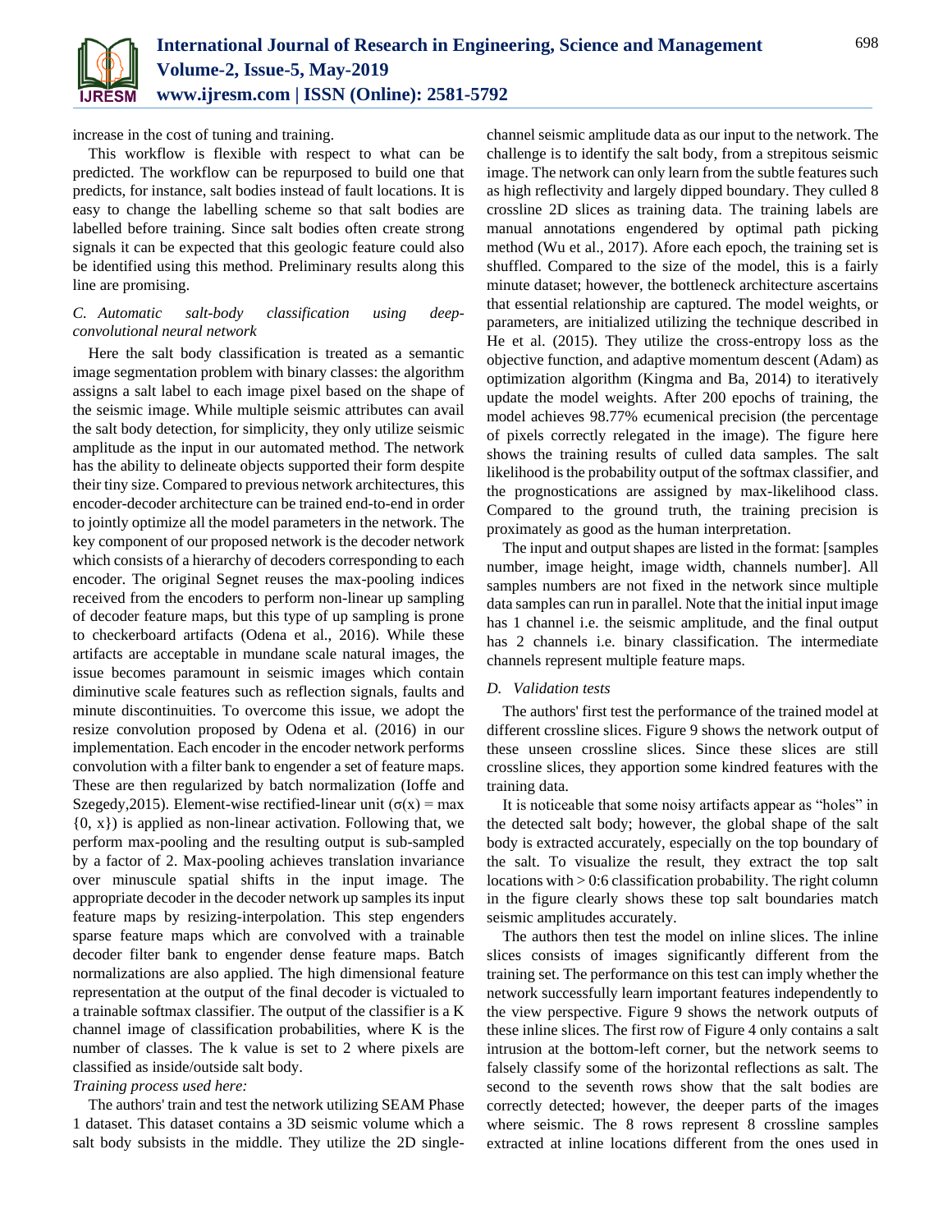increase in the cost of tuning and training.

This workflow is flexible with respect to what can be predicted. The workflow can be repurposed to build one that predicts, for instance, salt bodies instead of fault locations. It is easy to change the labelling scheme so that salt bodies are labelled before training. Since salt bodies often create strong signals it can be expected that this geologic feature could also be identified using this method. Preliminary results along this line are promising.

### *C. Automatic salt-body classification using deep-convolutional neural network*

Here the salt body classification is treated as a semantic image segmentation problem with binary classes: the algorithm assigns a salt label to each image pixel based on the shape of the seismic image. While multiple seismic attributes can avail the salt body detection, for simplicity, they only utilize seismic amplitude as the input in our automated method. The network has the ability to delineate objects supported their form despite their tiny size. Compared to previous network architectures, this encoder-decoder architecture can be trained end-to-end in order to jointly optimize all the model parameters in the network. The key component of our proposed network is the decoder network which consists of a hierarchy of decoders corresponding to each encoder. The original Segnet reuses the max-pooling indices received from the encoders to perform non-linear up sampling of decoder feature maps, but this type of up sampling is prone to checkerboard artifacts (Odena et al., 2016). While these artifacts are acceptable in mundane scale natural images, the issue becomes paramount in seismic images which contain diminutive scale features such as reflection signals, faults and minute discontinuities. To overcome this issue, we adopt the resize convolution proposed by Odena et al. (2016) in our implementation. Each encoder in the encoder network performs convolution with a filter bank to engender a set of feature maps. These are then regularized by batch normalization (Ioffe and Szegedy,2015). Element-wise rectified-linear unit ($\sigma(x) = \max\{0, x\}$) is applied as non-linear activation. Following that, we perform max-pooling and the resulting output is sub-sampled by a factor of 2. Max-pooling achieves translation invariance over minuscule spatial shifts in the input image. The appropriate decoder in the decoder network up samples its input feature maps by resizing-interpolation. This step engenders sparse feature maps which are convolved with a trainable decoder filter bank to engender dense feature maps. Batch normalizations are also applied. The high dimensional feature representation at the output of the final decoder is victualed to a trainable softmax classifier. The output of the classifier is a K channel image of classification probabilities, where K is the number of classes. The k value is set to 2 where pixels are classified as inside/outside salt body.

*Training process used here:*

The authors' train and test the network utilizing SEAM Phase 1 dataset. This dataset contains a 3D seismic volume which a salt body subsists in the middle. They utilize the 2D single-channel seismic amplitude data as our input to the network. The challenge is to identify the salt body, from a strepitous seismic image. The network can only learn from the subtle features such as high reflectivity and largely dipped boundary. They culled 8 crossline 2D slices as training data. The training labels are manual annotations engendered by optimal path picking method (Wu et al., 2017). Afore each epoch, the training set is shuffled. Compared to the size of the model, this is a fairly minute dataset; however, the bottleneck architecture ascertains that essential relationship are captured. The model weights, or parameters, are initialized utilizing the technique described in He et al. (2015). They utilize the cross-entropy loss as the objective function, and adaptive momentum descent (Adam) as optimization algorithm (Kingma and Ba, 2014) to iteratively update the model weights. After 200 epochs of training, the model achieves 98.77% ecumenical precision (the percentage of pixels correctly relegated in the image). The figure here shows the training results of culled data samples. The salt likelihood is the probability output of the softmax classifier, and the prognostications are assigned by max-likelihood class. Compared to the ground truth, the training precision is proximately as good as the human interpretation.

The input and output shapes are listed in the format: [samples number, image height, image width, channels number]. All samples numbers are not fixed in the network since multiple data samples can run in parallel. Note that the initial input image has 1 channel i.e. the seismic amplitude, and the final output has 2 channels i.e. binary classification. The intermediate channels represent multiple feature maps.

### *D. Validation tests*

The authors' first test the performance of the trained model at different crossline slices. Figure 9 shows the network output of these unseen crossline slices. Since these slices are still crossline slices, they apportion some kindred features with the training data.

It is noticeable that some noisy artifacts appear as "holes" in the detected salt body; however, the global shape of the salt body is extracted accurately, especially on the top boundary of the salt. To visualize the result, they extract the top salt locations with > 0:6 classification probability. The right column in the figure clearly shows these top salt boundaries match seismic amplitudes accurately.

The authors then test the model on inline slices. The inline slices consists of images significantly different from the training set. The performance on this test can imply whether the network successfully learn important features independently to the view perspective. Figure 9 shows the network outputs of these inline slices. The first row of Figure 4 only contains a salt intrusion at the bottom-left corner, but the network seems to falsely classify some of the horizontal reflections as salt. The second to the seventh rows show that the salt bodies are correctly detected; however, the deeper parts of the images where seismic. The 8 rows represent 8 crossline samples extracted at inline locations different from the ones used in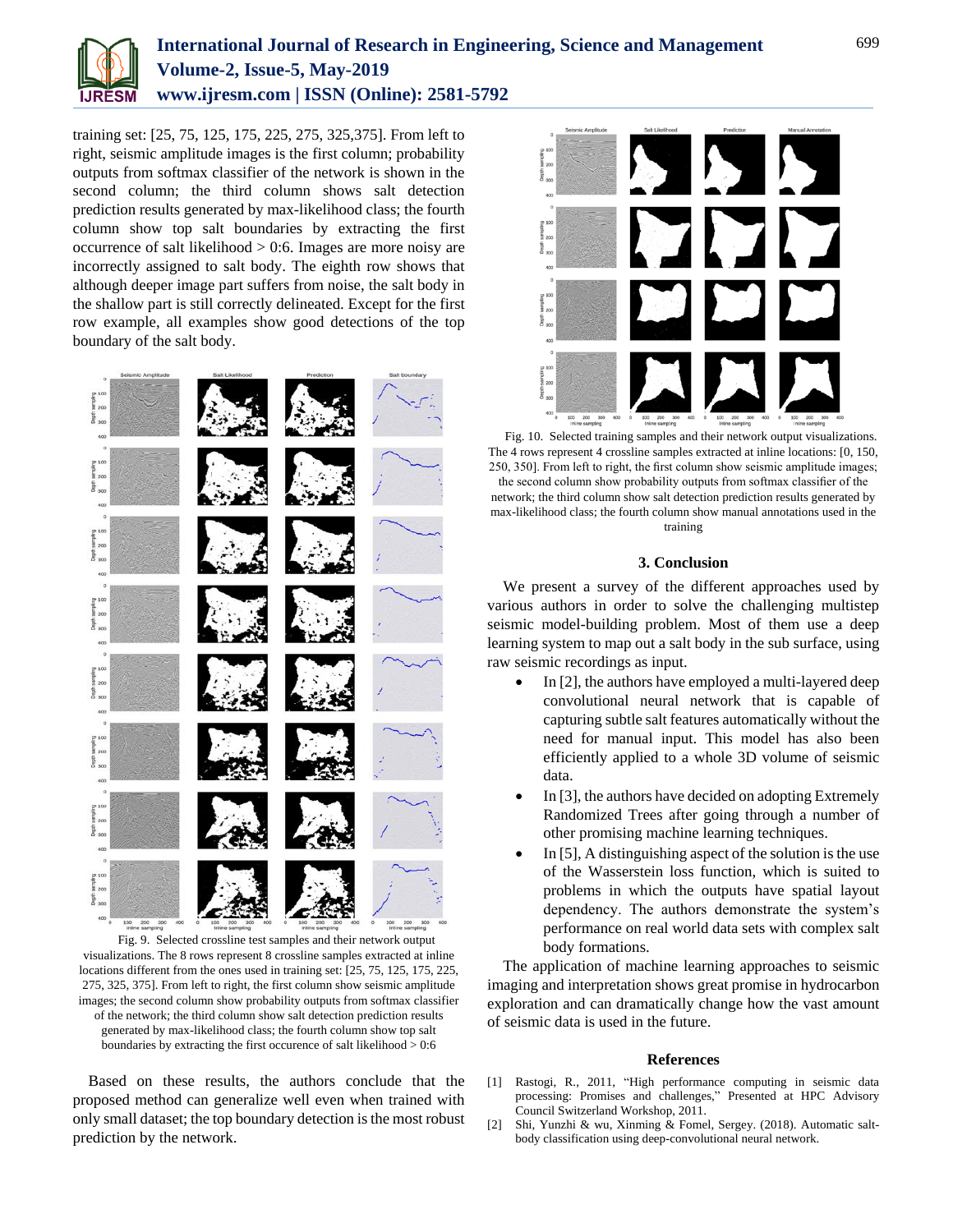training set: [25, 75, 125, 175, 225, 275, 325,375]. From left to right, seismic amplitude images is the first column; probability outputs from softmax classifier of the network is shown in the second column; the third column shows salt detection prediction results generated by max-likelihood class; the fourth column show top salt boundaries by extracting the first occurrence of salt likelihood > 0:6. Images are more noisy are incorrectly assigned to salt body. The eighth row shows that although deeper image part suffers from noise, the salt body in the shallow part is still correctly delineated. Except for the first row example, all examples show good detections of the top boundary of the salt body.

Fig. 9. Selected crossline test samples and their network output visualizations. The 8 rows represent 8 crossline samples extracted at inline locations different from the ones used in training set: [25, 75, 125, 175, 225, 275, 325, 375]. From left to right, the first column show seismic amplitude images; the second column show probability outputs from softmax classifier of the network; the third column show salt detection prediction results generated by max-likelihood class; the fourth column show top salt boundaries by extracting the first occurence of salt likelihood > 0:6

Based on these results, the authors conclude that the proposed method can generalize well even when trained with only small dataset; the top boundary detection is the most robust prediction by the network.

Fig. 10. Selected training samples and their network output visualizations. The 4 rows represent 4 crossline samples extracted at inline locations: [0, 150, 250, 350]. From left to right, the first column show seismic amplitude images; the second column show probability outputs from softmax classifier of the network; the third column show salt detection prediction results generated by max-likelihood class; the fourth column show manual annotations used in the training

## 3. Conclusion

We present a survey of the different approaches used by various authors in order to solve the challenging multistep seismic model-building problem. Most of them use a deep learning system to map out a salt body in the sub surface, using raw seismic recordings as input.

- In [2], the authors have employed a multi-layered deep convolutional neural network that is capable of capturing subtle salt features automatically without the need for manual input. This model has also been efficiently applied to a whole 3D volume of seismic data.
- In [3], the authors have decided on adopting Extremely Randomized Trees after going through a number of other promising machine learning techniques.
- In [5], A distinguishing aspect of the solution is the use of the Wasserstein loss function, which is suited to problems in which the outputs have spatial layout dependency. The authors demonstrate the system's performance on real world data sets with complex salt body formations.

The application of machine learning approaches to seismic imaging and interpretation shows great promise in hydrocarbon exploration and can dramatically change how the vast amount of seismic data is used in the future.

## References

[1] Rastogi, R., 2011, "High performance computing in seismic data processing: Promises and challenges," Presented at HPC Advisory Council Switzerland Workshop, 2011.

[2] Shi, Yunzhi & wu, Xinming & Fomel, Sergey. (2018). Automatic salt-body classification using deep-convolutional neural network.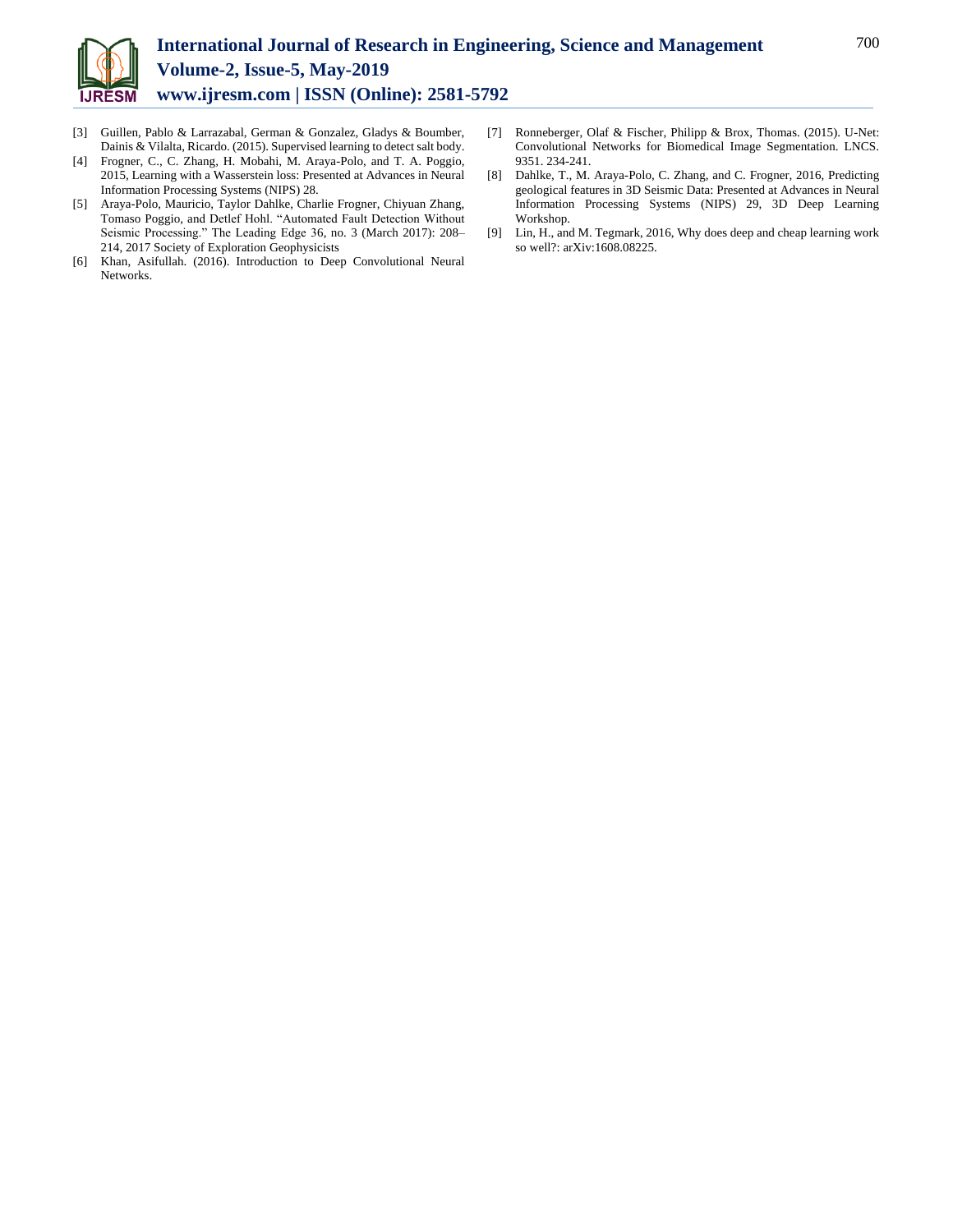[3] Guillen, Pablo & Larrazabal, German & Gonzalez, Gladys & Boumber, Dainis & Vilalta, Ricardo. (2015). Supervised learning to detect salt body.

[4] Frogner, C., C. Zhang, H. Mobahi, M. Araya-Polo, and T. A. Poggio, 2015, Learning with a Wasserstein loss: Presented at Advances in Neural Information Processing Systems (NIPS) 28.

[5] Araya-Polo, Mauricio, Taylor Dahlke, Charlie Frogner, Chiyuan Zhang, Tomaso Poggio, and Detlef Hohl. "Automated Fault Detection Without Seismic Processing." The Leading Edge 36, no. 3 (March 2017): 208–214, 2017 Society of Exploration Geophysicists

[6] Khan, Asifullah. (2016). Introduction to Deep Convolutional Neural Networks.

[7] Ronneberger, Olaf & Fischer, Philipp & Brox, Thomas. (2015). U-Net: Convolutional Networks for Biomedical Image Segmentation. LNCS. 9351. 234-241.

[8] Dahlke, T., M. Araya-Polo, C. Zhang, and C. Frogner, 2016, Predicting geological features in 3D Seismic Data: Presented at Advances in Neural Information Processing Systems (NIPS) 29, 3D Deep Learning Workshop.

[9] Lin, H., and M. Tegmark, 2016, Why does deep and cheap learning work so well?: arXiv:1608.08225.